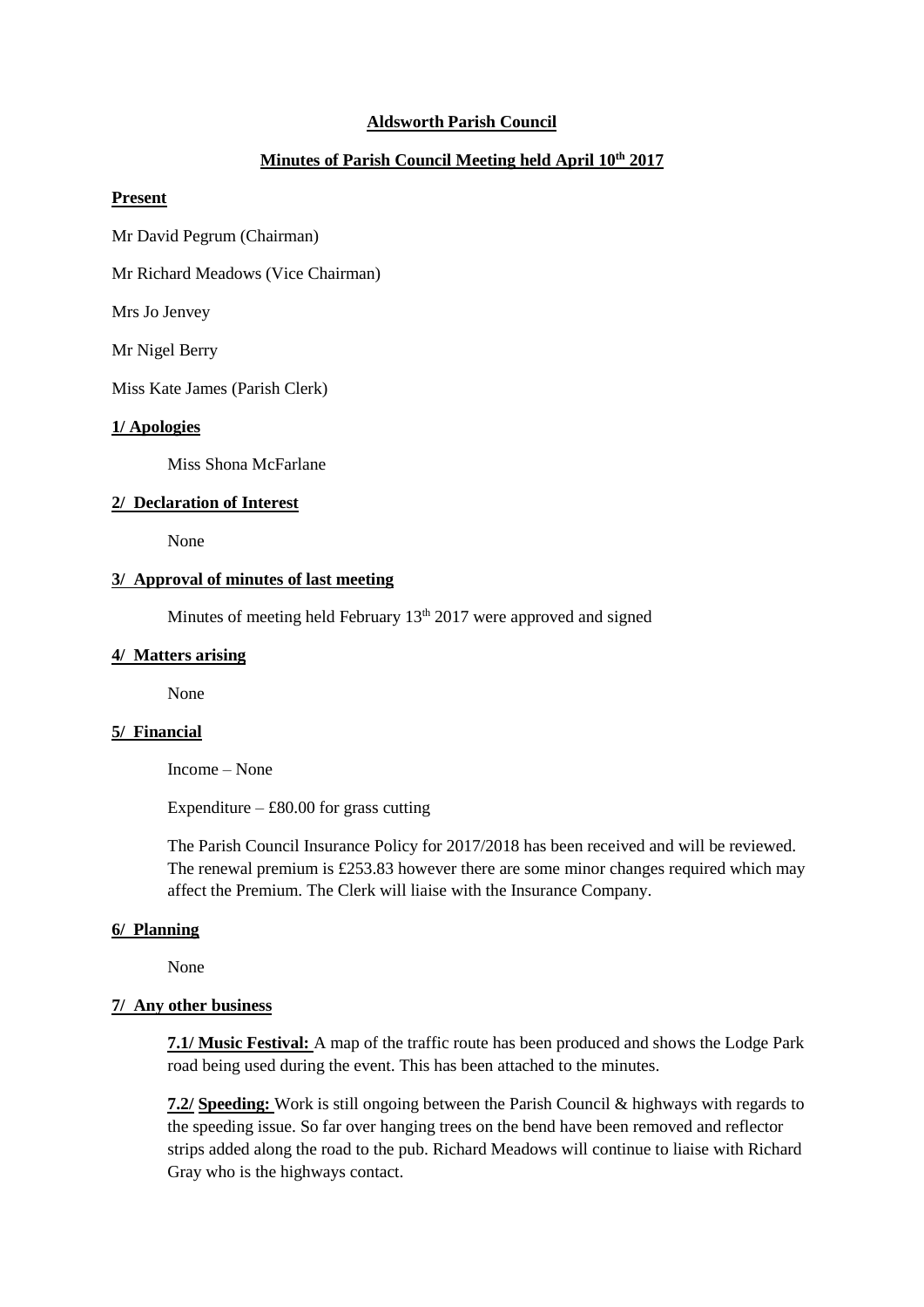# Aldsworth Parish Council

## Minutes of Parish Council Meeting held April 10th 2017

### Present

Mr David Pegrum (Chairman)

Mr Richard Meadows (Vice Chairman)

Mrs Jo Jenvey

Mr Nigel Berry

Miss Kate James (Parish Clerk)

### 1/ Apologies

Miss Shona McFarlane

### 2/ Declaration of Interest

None

### 3/ Approval of minutes of last meeting

Minutes of meeting held February 13th 2017 were approved and signed

### 4/ Matters arising

None

### 5/ Financial

Income – None

Expenditure – £80.00 for grass cutting

The Parish Council Insurance Policy for 2017/2018 has been received and will be reviewed. The renewal premium is £253.83 however there are some minor changes required which may affect the Premium. The Clerk will liaise with the Insurance Company.

### 6/ Planning

None

### 7/ Any other business

**7.1/ Music Festival:** A map of the traffic route has been produced and shows the Lodge Park road being used during the event. This has been attached to the minutes.

**7.2/ Speeding:** Work is still ongoing between the Parish Council & highways with regards to the speeding issue. So far over hanging trees on the bend have been removed and reflector strips added along the road to the pub. Richard Meadows will continue to liaise with Richard Gray who is the highways contact.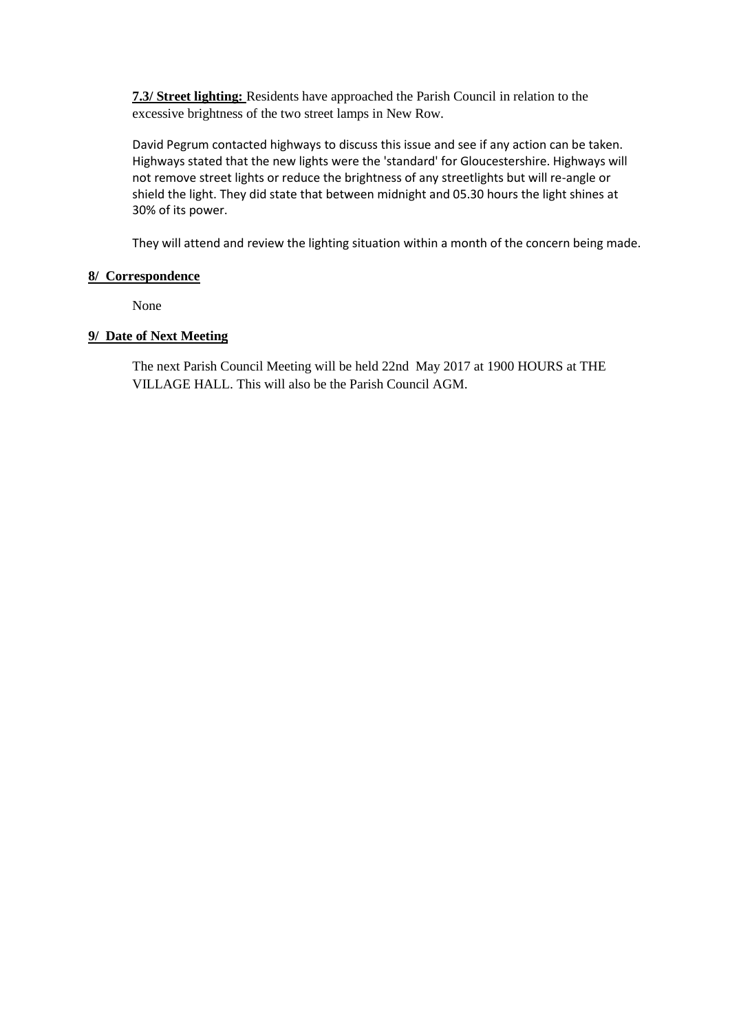**7.3/ Street lighting:** Residents have approached the Parish Council in relation to the excessive brightness of the two street lamps in New Row.

David Pegrum contacted highways to discuss this issue and see if any action can be taken. Highways stated that the new lights were the 'standard' for Gloucestershire. Highways will not remove street lights or reduce the brightness of any streetlights but will re-angle or shield the light. They did state that between midnight and 05.30 hours the light shines at 30% of its power.

They will attend and review the lighting situation within a month of the concern being made.

**8/ Correspondence**

None

**9/ Date of Next Meeting**

The next Parish Council Meeting will be held 22nd May 2017 at 1900 HOURS at THE VILLAGE HALL. This will also be the Parish Council AGM.